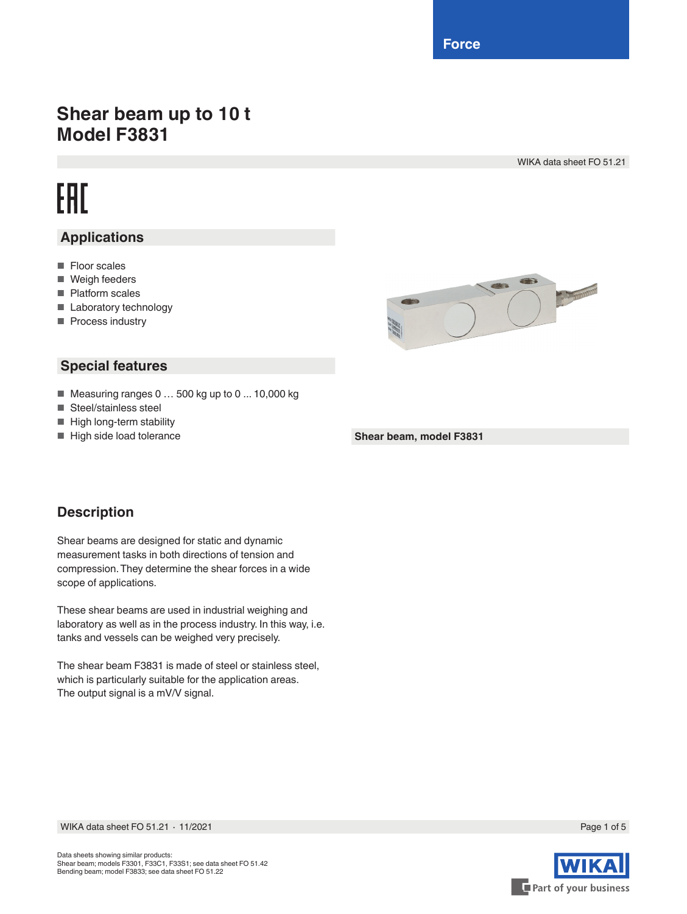Force

# Shear beam up to 10 t
# Model F3831

WIKA data sheet FO 51.21

EAC

## Applications

- Floor scales
- Weigh feeders
- Platform scales
- Laboratory technology
- Process industry

## Special features

- Measuring ranges 0 … 500 kg up to 0 ... 10,000 kg
- Steel/stainless steel
- High long-term stability
- High side load tolerance

**Shear beam, model F3831**

## Description

Shear beams are designed for static and dynamic measurement tasks in both directions of tension and compression. They determine the shear forces in a wide scope of applications.

These shear beams are used in industrial weighing and laboratory as well as in the process industry. In this way, i.e. tanks and vessels can be weighed very precisely.

The shear beam F3831 is made of steel or stainless steel, which is particularly suitable for the application areas. The output signal is a mV/V signal.

Data sheets showing similar products:
Shear beam; models F3301, F33C1, F33S1; see data sheet FO 51.42
Bending beam; model F3833; see data sheet FO 51.22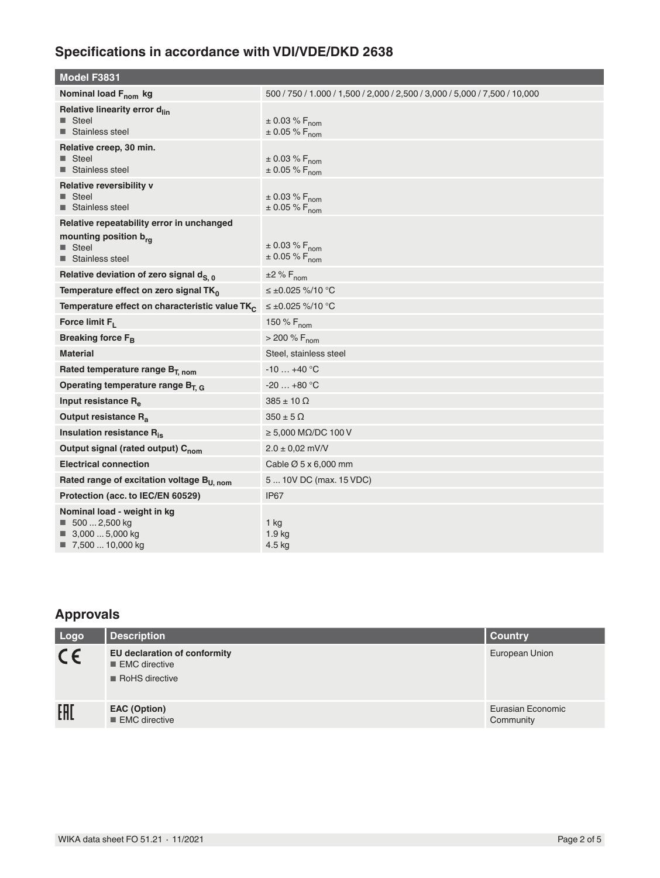## Specifications in accordance with VDI/VDE/DKD 2638

| Model F3831 | |
|---|---|
| **Nominal load $F_{nom}$ kg** | 500 / 750 / 1.000 / 1,500 / 2,000 / 2,500 / 3,000 / 5,000 / 7,500 / 10,000 |
| **Relative linearity error $d_{lin}$**<br>■ Steel<br>■ Stainless steel | <br>± 0.03 % $F_{nom}$<br>± 0.05 % $F_{nom}$ |
| **Relative creep, 30 min.**<br>■ Steel<br>■ Stainless steel | <br>± 0.03 % $F_{nom}$<br>± 0.05 % $F_{nom}$ |
| **Relative reversibility v**<br>■ Steel<br>■ Stainless steel | <br>± 0.03 % $F_{nom}$<br>± 0.05 % $F_{nom}$ |
| **Relative repeatability error in unchanged mounting position $b_{rg}$**<br>■ Steel<br>■ Stainless steel | <br>± 0.03 % $F_{nom}$<br>± 0.05 % $F_{nom}$ |
| **Relative deviation of zero signal $d_{S, 0}$** | ±2 % $F_{nom}$ |
| **Temperature effect on zero signal $TK_0$** | ≤ ±0.025 %/10 °C |
| **Temperature effect on characteristic value $TK_C$** | ≤ ±0.025 %/10 °C |
| **Force limit $F_L$** | 150 % $F_{nom}$ |
| **Breaking force $F_B$** | > 200 % $F_{nom}$ |
| **Material** | Steel, stainless steel |
| **Rated temperature range $B_{T, nom}$** | -10 … +40 °C |
| **Operating temperature range $B_{T, G}$** | -20 … +80 °C |
| **Input resistance $R_e$** | 385 ± 10 Ω |
| **Output resistance $R_a$** | 350 ± 5 Ω |
| **Insulation resistance $R_{is}$** | ≥ 5,000 MΩ/DC 100 V |
| **Output signal (rated output) $C_{nom}$** | 2.0 ± 0,02 mV/V |
| **Electrical connection** | Cable Ø 5 x 6,000 mm |
| **Rated range of excitation voltage $B_{U, nom}$** | 5 ... 10V DC (max. 15 VDC) |
| **Protection (acc. to IEC/EN 60529)** | IP67 |
| **Nominal load - weight in kg**<br>■ 500 ... 2,500 kg<br>■ 3,000 ... 5,000 kg<br>■ 7,500 ... 10,000 kg | <br>1 kg<br>1.9 kg<br>4.5 kg |

## Approvals

| Logo | Description | Country |
|---|---|---|
| CE | **EU declaration of conformity**<br>■ EMC directive<br>■ RoHS directive | European Union |
| EAC | **EAC (Option)**<br>■ EMC directive | Eurasian Economic Community |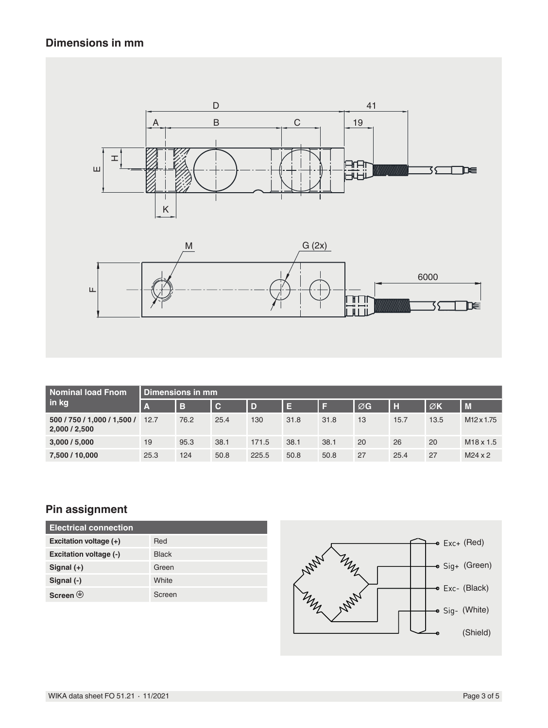## Dimensions in mm

| Nominal load Fnom in kg | Dimensions in mm | | | | | | | | | |
|---|---|---|---|---|---|---|---|---|---|---|
| | A | B | C | D | E | F | ∅G | H | ∅K | M |
| 500 / 750 / 1,000 / 1,500 / 2,000 / 2,500 | 12.7 | 76.2 | 25.4 | 130 | 31.8 | 31.8 | 13 | 15.7 | 13.5 | M12 x 1.75 |
| 3,000 / 5,000 | 19 | 95.3 | 38.1 | 171.5 | 38.1 | 38.1 | 20 | 26 | 20 | M18 x 1.5 |
| 7,500 / 10,000 | 25.3 | 124 | 50.8 | 225.5 | 50.8 | 50.8 | 27 | 25.4 | 27 | M24 x 2 |

## Pin assignment

| Electrical connection | |
|---|---|
| Excitation voltage (+) | Red |
| Excitation voltage (-) | Black |
| Signal (+) | Green |
| Signal (-) | White |
| Screen ⏚ | Screen |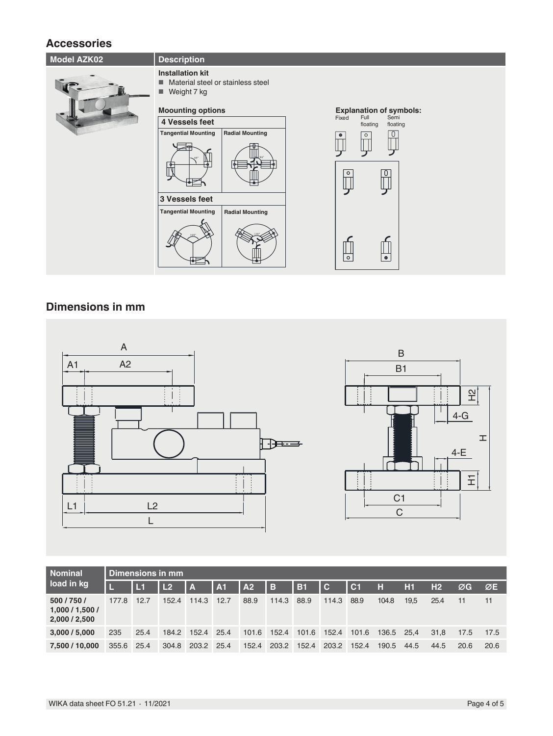## Accessories

| Model AZK02 | Description |
|---|---|
| | **Installation kit**<br>■ Material steel or stainless steel<br>■ Weight 7 kg<br><br>**Moounting options** |

**4 Vessels feet**

| Tangential Mounting | Radial Mounting |
|---|---|

**3 Vessels feet**

| Tangential Mounting | Radial Mounting |
|---|---|

**Explanation of symbols:**

Fixed | Full floating | Semi floating

## Dimensions in mm

| Nominal load in kg | Dimensions in mm | | | | | | | | | | | | | | |
|---|---|---|---|---|---|---|---|---|---|---|---|---|---|---|---|
| | L | L1 | L2 | A | A1 | A2 | B | B1 | C | C1 | H | H1 | H2 | ØG | ØE |
| 500 / 750 / 1,000 / 1,500 / 2,000 / 2,500 | 177.8 | 12.7 | 152.4 | 114.3 | 12.7 | 88.9 | 114.3 | 88.9 | 114.3 | 88.9 | 104.8 | 19,5 | 25.4 | 11 | 11 |
| 3,000 / 5,000 | 235 | 25.4 | 184.2 | 152.4 | 25.4 | 101.6 | 152.4 | 101.6 | 152.4 | 101.6 | 136.5 | 25,4 | 31,8 | 17.5 | 17.5 |
| 7,500 / 10,000 | 355.6 | 25.4 | 304.8 | 203.2 | 25.4 | 152.4 | 203.2 | 152.4 | 203.2 | 152.4 | 190.5 | 44.5 | 44.5 | 20.6 | 20.6 |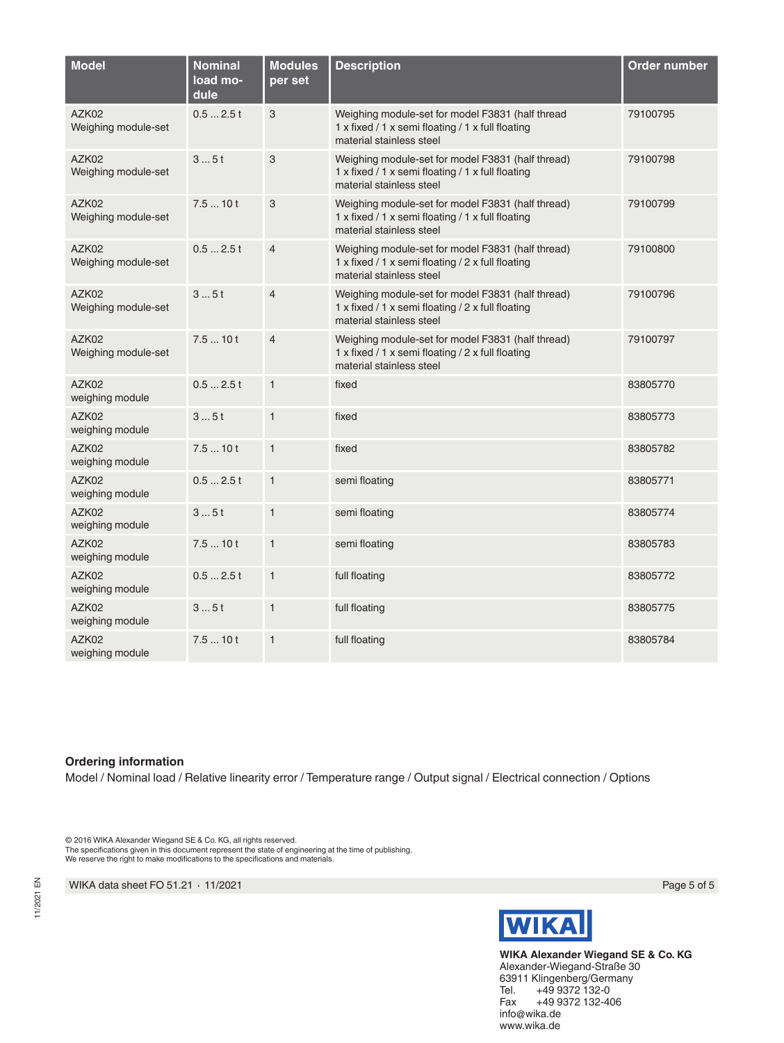| Model | Nominal load module | Modules per set | Description | Order number |
|---|---|---|---|---|
| AZK02 Weighing module-set | 0.5 ... 2.5 t | 3 | Weighing module-set for model F3831 (half thread 1 x fixed / 1 x semi floating / 1 x full floating material stainless steel | 79100795 |
| AZK02 Weighing module-set | 3 ... 5 t | 3 | Weighing module-set for model F3831 (half thread) 1 x fixed / 1 x semi floating / 1 x full floating material stainless steel | 79100798 |
| AZK02 Weighing module-set | 7.5 ... 10 t | 3 | Weighing module-set for model F3831 (half thread) 1 x fixed / 1 x semi floating / 1 x full floating material stainless steel | 79100799 |
| AZK02 Weighing module-set | 0.5 ... 2.5 t | 4 | Weighing module-set for model F3831 (half thread) 1 x fixed / 1 x semi floating / 2 x full floating material stainless steel | 79100800 |
| AZK02 Weighing module-set | 3 ... 5 t | 4 | Weighing module-set for model F3831 (half thread) 1 x fixed / 1 x semi floating / 2 x full floating material stainless steel | 79100796 |
| AZK02 Weighing module-set | 7.5 ... 10 t | 4 | Weighing module-set for model F3831 (half thread) 1 x fixed / 1 x semi floating / 2 x full floating material stainless steel | 79100797 |
| AZK02 weighing module | 0.5 ... 2.5 t | 1 | fixed | 83805770 |
| AZK02 weighing module | 3 ... 5 t | 1 | fixed | 83805773 |
| AZK02 weighing module | 7.5 ... 10 t | 1 | fixed | 83805782 |
| AZK02 weighing module | 0.5 ... 2.5 t | 1 | semi floating | 83805771 |
| AZK02 weighing module | 3 ... 5 t | 1 | semi floating | 83805774 |
| AZK02 weighing module | 7.5 ... 10 t | 1 | semi floating | 83805783 |
| AZK02 weighing module | 0.5 ... 2.5 t | 1 | full floating | 83805772 |
| AZK02 weighing module | 3 ... 5 t | 1 | full floating | 83805775 |
| AZK02 weighing module | 7.5 ... 10 t | 1 | full floating | 83805784 |

**Ordering information**

Model / Nominal load / Relative linearity error / Temperature range / Output signal / Electrical connection / Options

© 2016 WIKA Alexander Wiegand SE & Co. KG, all rights reserved.
The specifications given in this document represent the state of engineering at the time of publishing.
We reserve the right to make modifications to the specifications and materials.

**WIKA Alexander Wiegand SE & Co. KG**
Alexander-Wiegand-Straße 30
63911 Klingenberg/Germany
Tel. +49 9372 132-0
Fax +49 9372 132-406
info@wika.de
www.wika.de